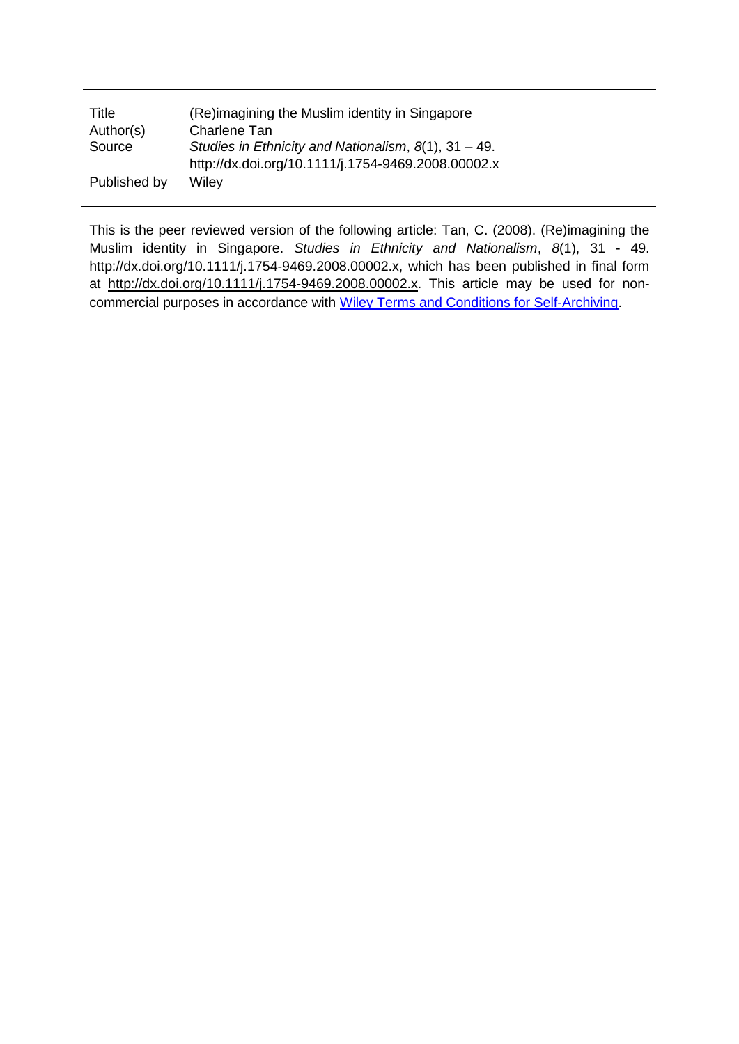| | |
|---|---|
| Title | (Re)imagining the Muslim identity in Singapore |
| Author(s) | Charlene Tan |
| Source | *Studies in Ethnicity and Nationalism*, *8*(1), 31 – 49. http://dx.doi.org/10.1111/j.1754-9469.2008.00002.x |
| Published by | Wiley |

This is the peer reviewed version of the following article: Tan, C. (2008). (Re)imagining the Muslim identity in Singapore. *Studies in Ethnicity and Nationalism*, *8*(1), 31 - 49. http://dx.doi.org/10.1111/j.1754-9469.2008.00002.x, which has been published in final form at http://dx.doi.org/10.1111/j.1754-9469.2008.00002.x. This article may be used for non-commercial purposes in accordance with Wiley Terms and Conditions for Self-Archiving.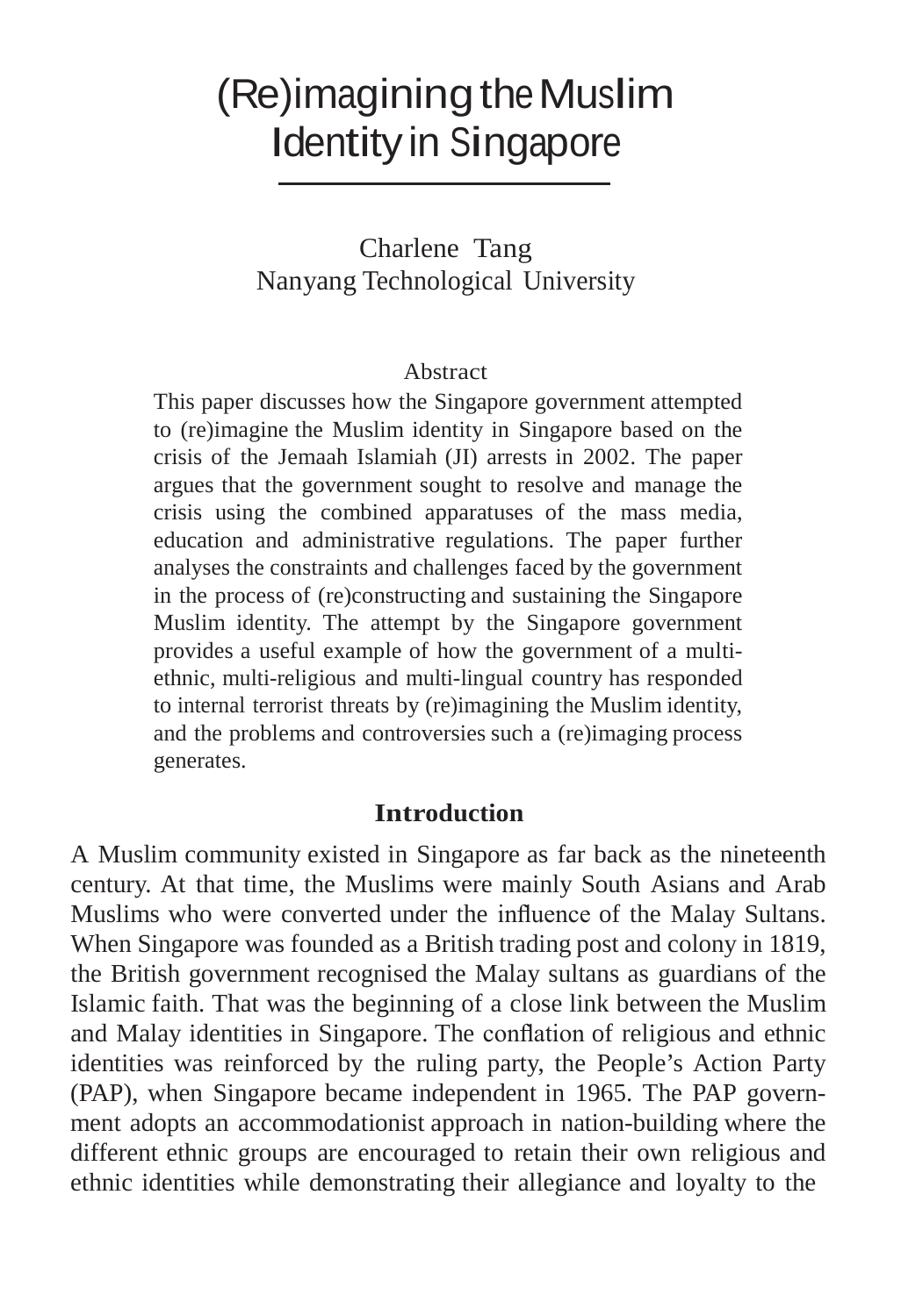# (Re)imagining the Muslim Identity in Singapore

Charlene Tang
Nanyang Technological University

## Abstract

This paper discusses how the Singapore government attempted to (re)imagine the Muslim identity in Singapore based on the crisis of the Jemaah Islamiah (JI) arrests in 2002. The paper argues that the government sought to resolve and manage the crisis using the combined apparatuses of the mass media, education and administrative regulations. The paper further analyses the constraints and challenges faced by the government in the process of (re)constructing and sustaining the Singapore Muslim identity. The attempt by the Singapore government provides a useful example of how the government of a multi-ethnic, multi-religious and multi-lingual country has responded to internal terrorist threats by (re)imagining the Muslim identity, and the problems and controversies such a (re)imaging process generates.

## Introduction

A Muslim community existed in Singapore as far back as the nineteenth century. At that time, the Muslims were mainly South Asians and Arab Muslims who were converted under the influence of the Malay Sultans. When Singapore was founded as a British trading post and colony in 1819, the British government recognised the Malay sultans as guardians of the Islamic faith. That was the beginning of a close link between the Muslim and Malay identities in Singapore. The conflation of religious and ethnic identities was reinforced by the ruling party, the People's Action Party (PAP), when Singapore became independent in 1965. The PAP government adopts an accommodationist approach in nation-building where the different ethnic groups are encouraged to retain their own religious and ethnic identities while demonstrating their allegiance and loyalty to the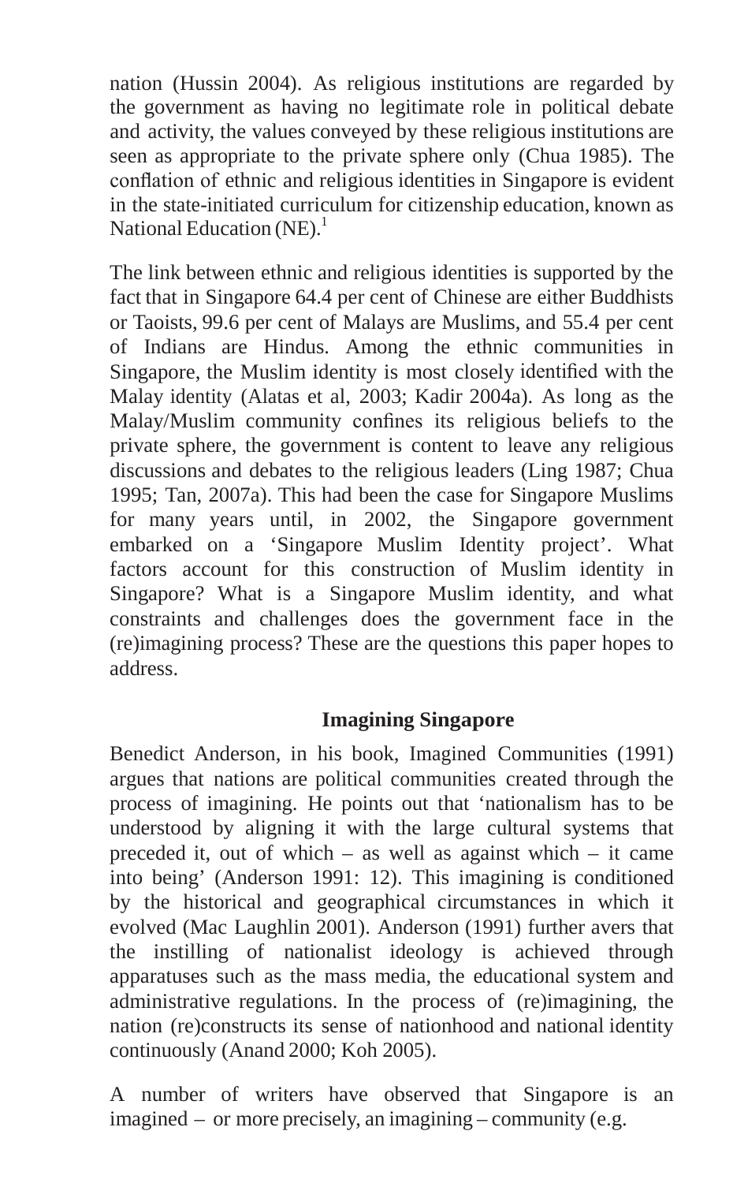nation (Hussin 2004). As religious institutions are regarded by the government as having no legitimate role in political debate and activity, the values conveyed by these religious institutions are seen as appropriate to the private sphere only (Chua 1985). The conflation of ethnic and religious identities in Singapore is evident in the state-initiated curriculum for citizenship education, known as National Education (NE).[1]

The link between ethnic and religious identities is supported by the fact that in Singapore 64.4 per cent of Chinese are either Buddhists or Taoists, 99.6 per cent of Malays are Muslims, and 55.4 per cent of Indians are Hindus. Among the ethnic communities in Singapore, the Muslim identity is most closely identified with the Malay identity (Alatas et al, 2003; Kadir 2004a). As long as the Malay/Muslim community confines its religious beliefs to the private sphere, the government is content to leave any religious discussions and debates to the religious leaders (Ling 1987; Chua 1995; Tan, 2007a). This had been the case for Singapore Muslims for many years until, in 2002, the Singapore government embarked on a 'Singapore Muslim Identity project'. What factors account for this construction of Muslim identity in Singapore? What is a Singapore Muslim identity, and what constraints and challenges does the government face in the (re)imagining process? These are the questions this paper hopes to address.

## Imagining Singapore

Benedict Anderson, in his book, Imagined Communities (1991) argues that nations are political communities created through the process of imagining. He points out that 'nationalism has to be understood by aligning it with the large cultural systems that preceded it, out of which – as well as against which – it came into being' (Anderson 1991: 12). This imagining is conditioned by the historical and geographical circumstances in which it evolved (Mac Laughlin 2001). Anderson (1991) further avers that the instilling of nationalist ideology is achieved through apparatuses such as the mass media, the educational system and administrative regulations. In the process of (re)imagining, the nation (re)constructs its sense of nationhood and national identity continuously (Anand 2000; Koh 2005).

A number of writers have observed that Singapore is an imagined – or more precisely, an imagining – community (e.g.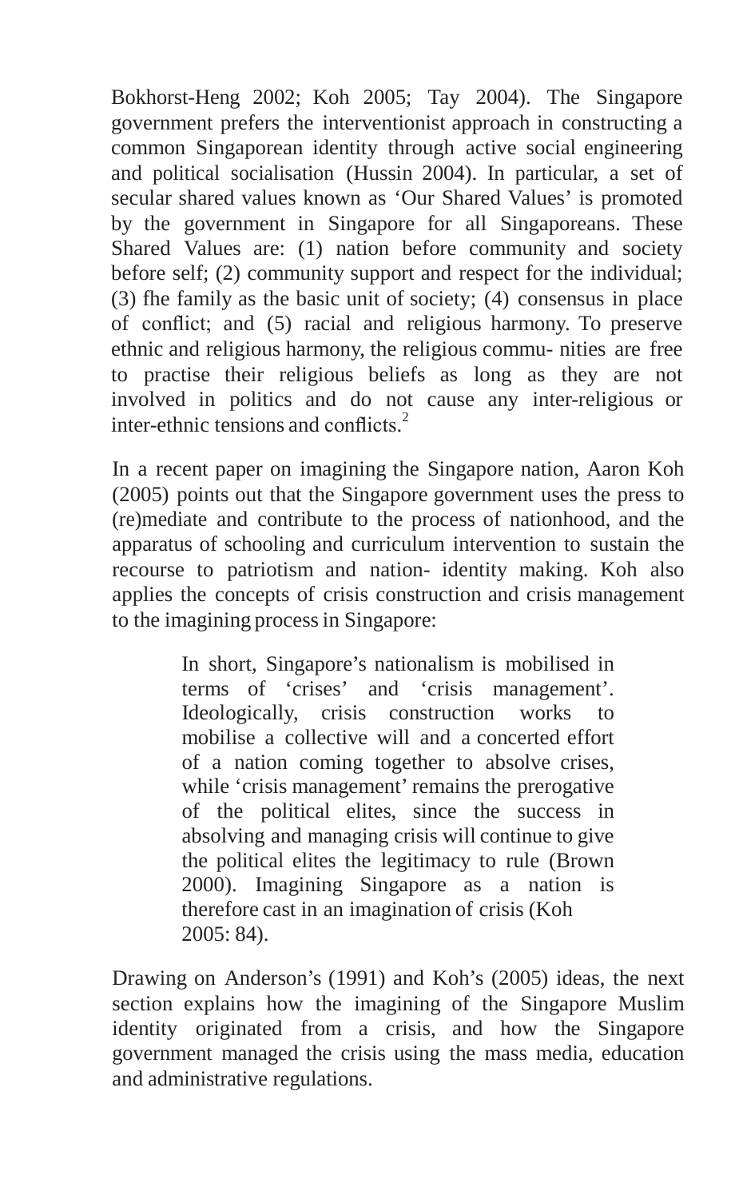Bokhorst-Heng 2002; Koh 2005; Tay 2004). The Singapore government prefers the interventionist approach in constructing a common Singaporean identity through active social engineering and political socialisation (Hussin 2004). In particular, a set of secular shared values known as 'Our Shared Values' is promoted by the government in Singapore for all Singaporeans. These Shared Values are: (1) nation before community and society before self; (2) community support and respect for the individual; (3) fhe family as the basic unit of society; (4) consensus in place of conflict; and (5) racial and religious harmony. To preserve ethnic and religious harmony, the religious commu- nities are free to practise their religious beliefs as long as they are not involved in politics and do not cause any inter-religious or inter-ethnic tensions and conflicts.[2]

In a recent paper on imagining the Singapore nation, Aaron Koh (2005) points out that the Singapore government uses the press to (re)mediate and contribute to the process of nationhood, and the apparatus of schooling and curriculum intervention to sustain the recourse to patriotism and nation- identity making. Koh also applies the concepts of crisis construction and crisis management to the imagining process in Singapore:

> In short, Singapore's nationalism is mobilised in terms of 'crises' and 'crisis management'. Ideologically, crisis construction works to mobilise a collective will and a concerted effort of a nation coming together to absolve crises, while 'crisis management' remains the prerogative of the political elites, since the success in absolving and managing crisis will continue to give the political elites the legitimacy to rule (Brown 2000). Imagining Singapore as a nation is therefore cast in an imagination of crisis (Koh 2005: 84).

Drawing on Anderson's (1991) and Koh's (2005) ideas, the next section explains how the imagining of the Singapore Muslim identity originated from a crisis, and how the Singapore government managed the crisis using the mass media, education and administrative regulations.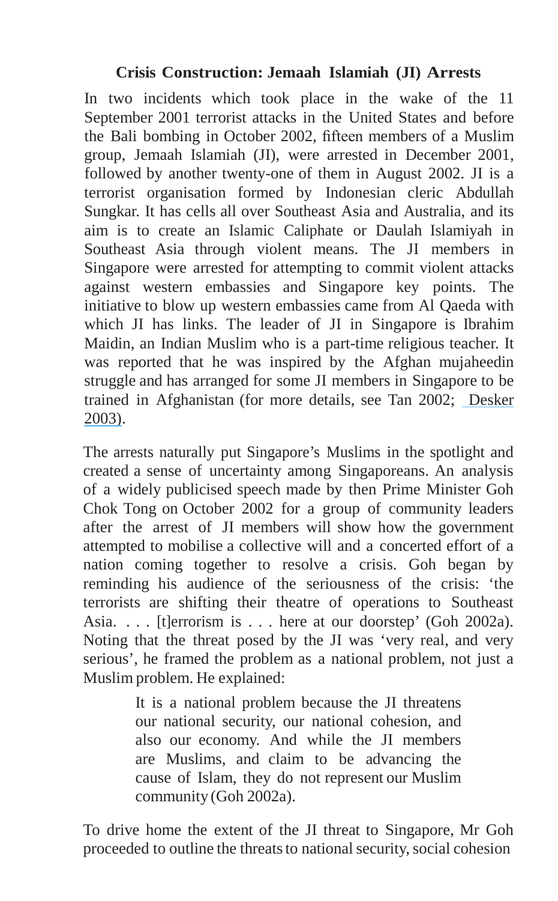**Crisis Construction: Jemaah Islamiah (JI) Arrests**

In two incidents which took place in the wake of the 11 September 2001 terrorist attacks in the United States and before the Bali bombing in October 2002, fifteen members of a Muslim group, Jemaah Islamiah (JI), were arrested in December 2001, followed by another twenty-one of them in August 2002. JI is a terrorist organisation formed by Indonesian cleric Abdullah Sungkar. It has cells all over Southeast Asia and Australia, and its aim is to create an Islamic Caliphate or Daulah Islamiyah in Southeast Asia through violent means. The JI members in Singapore were arrested for attempting to commit violent attacks against western embassies and Singapore key points. The initiative to blow up western embassies came from Al Qaeda with which JI has links. The leader of JI in Singapore is Ibrahim Maidin, an Indian Muslim who is a part-time religious teacher. It was reported that he was inspired by the Afghan mujaheedin struggle and has arranged for some JI members in Singapore to be trained in Afghanistan (for more details, see Tan 2002; Desker 2003).

The arrests naturally put Singapore's Muslims in the spotlight and created a sense of uncertainty among Singaporeans. An analysis of a widely publicised speech made by then Prime Minister Goh Chok Tong on October 2002 for a group of community leaders after the arrest of JI members will show how the government attempted to mobilise a collective will and a concerted effort of a nation coming together to resolve a crisis. Goh began by reminding his audience of the seriousness of the crisis: 'the terrorists are shifting their theatre of operations to Southeast Asia. . . . [t]errorism is . . . here at our doorstep' (Goh 2002a). Noting that the threat posed by the JI was 'very real, and very serious', he framed the problem as a national problem, not just a Muslim problem. He explained:

> It is a national problem because the JI threatens our national security, our national cohesion, and also our economy. And while the JI members are Muslims, and claim to be advancing the cause of Islam, they do not represent our Muslim community (Goh 2002a).

To drive home the extent of the JI threat to Singapore, Mr Goh proceeded to outline the threats to national security, social cohesion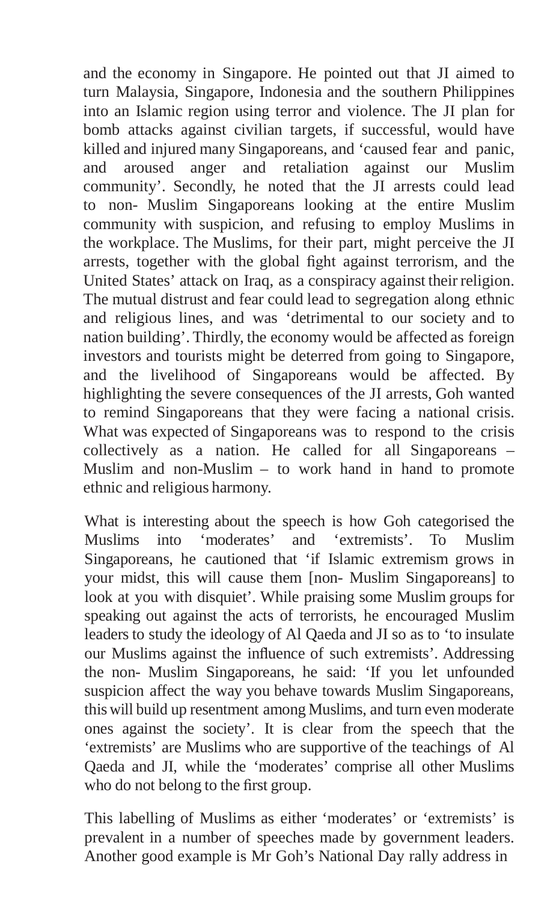and the economy in Singapore. He pointed out that JI aimed to turn Malaysia, Singapore, Indonesia and the southern Philippines into an Islamic region using terror and violence. The JI plan for bomb attacks against civilian targets, if successful, would have killed and injured many Singaporeans, and 'caused fear and panic, and aroused anger and retaliation against our Muslim community'. Secondly, he noted that the JI arrests could lead to non- Muslim Singaporeans looking at the entire Muslim community with suspicion, and refusing to employ Muslims in the workplace. The Muslims, for their part, might perceive the JI arrests, together with the global fight against terrorism, and the United States' attack on Iraq, as a conspiracy against their religion. The mutual distrust and fear could lead to segregation along ethnic and religious lines, and was 'detrimental to our society and to nation building'. Thirdly, the economy would be affected as foreign investors and tourists might be deterred from going to Singapore, and the livelihood of Singaporeans would be affected. By highlighting the severe consequences of the JI arrests, Goh wanted to remind Singaporeans that they were facing a national crisis. What was expected of Singaporeans was to respond to the crisis collectively as a nation. He called for all Singaporeans – Muslim and non-Muslim – to work hand in hand to promote ethnic and religious harmony.

What is interesting about the speech is how Goh categorised the Muslims into 'moderates' and 'extremists'. To Muslim Singaporeans, he cautioned that 'if Islamic extremism grows in your midst, this will cause them [non- Muslim Singaporeans] to look at you with disquiet'. While praising some Muslim groups for speaking out against the acts of terrorists, he encouraged Muslim leaders to study the ideology of Al Qaeda and JI so as to 'to insulate our Muslims against the influence of such extremists'. Addressing the non- Muslim Singaporeans, he said: 'If you let unfounded suspicion affect the way you behave towards Muslim Singaporeans, this will build up resentment among Muslims, and turn even moderate ones against the society'. It is clear from the speech that the 'extremists' are Muslims who are supportive of the teachings of Al Qaeda and JI, while the 'moderates' comprise all other Muslims who do not belong to the first group.

This labelling of Muslims as either 'moderates' or 'extremists' is prevalent in a number of speeches made by government leaders. Another good example is Mr Goh's National Day rally address in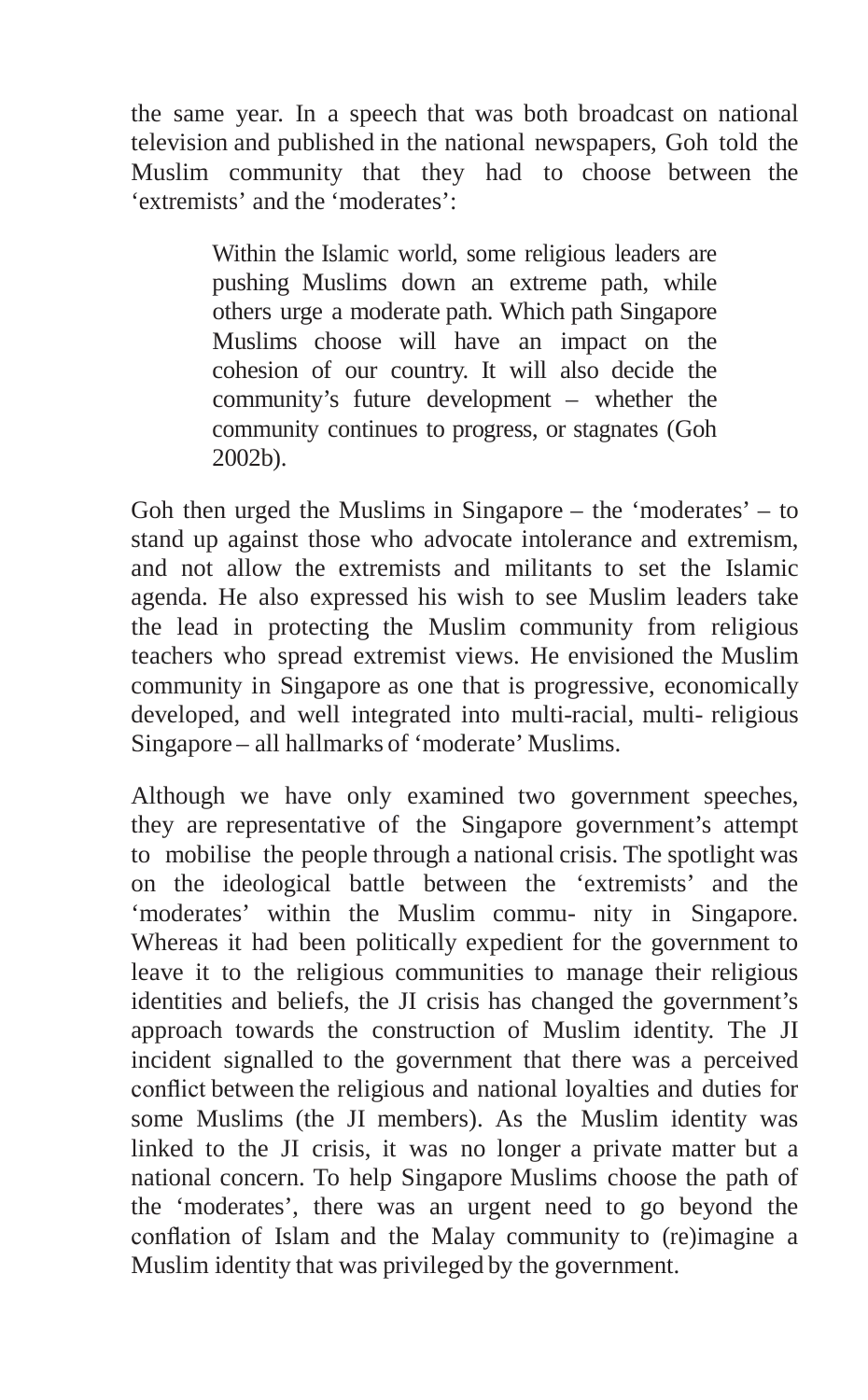the same year. In a speech that was both broadcast on national television and published in the national newspapers, Goh told the Muslim community that they had to choose between the 'extremists' and the 'moderates':

> Within the Islamic world, some religious leaders are pushing Muslims down an extreme path, while others urge a moderate path. Which path Singapore Muslims choose will have an impact on the cohesion of our country. It will also decide the community's future development – whether the community continues to progress, or stagnates (Goh 2002b).

Goh then urged the Muslims in Singapore – the 'moderates' – to stand up against those who advocate intolerance and extremism, and not allow the extremists and militants to set the Islamic agenda. He also expressed his wish to see Muslim leaders take the lead in protecting the Muslim community from religious teachers who spread extremist views. He envisioned the Muslim community in Singapore as one that is progressive, economically developed, and well integrated into multi-racial, multi- religious Singapore – all hallmarks of 'moderate' Muslims.

Although we have only examined two government speeches, they are representative of the Singapore government's attempt to mobilise the people through a national crisis. The spotlight was on the ideological battle between the 'extremists' and the 'moderates' within the Muslim commu- nity in Singapore. Whereas it had been politically expedient for the government to leave it to the religious communities to manage their religious identities and beliefs, the JI crisis has changed the government's approach towards the construction of Muslim identity. The JI incident signalled to the government that there was a perceived conflict between the religious and national loyalties and duties for some Muslims (the JI members). As the Muslim identity was linked to the JI crisis, it was no longer a private matter but a national concern. To help Singapore Muslims choose the path of the 'moderates', there was an urgent need to go beyond the conflation of Islam and the Malay community to (re)imagine a Muslim identity that was privileged by the government.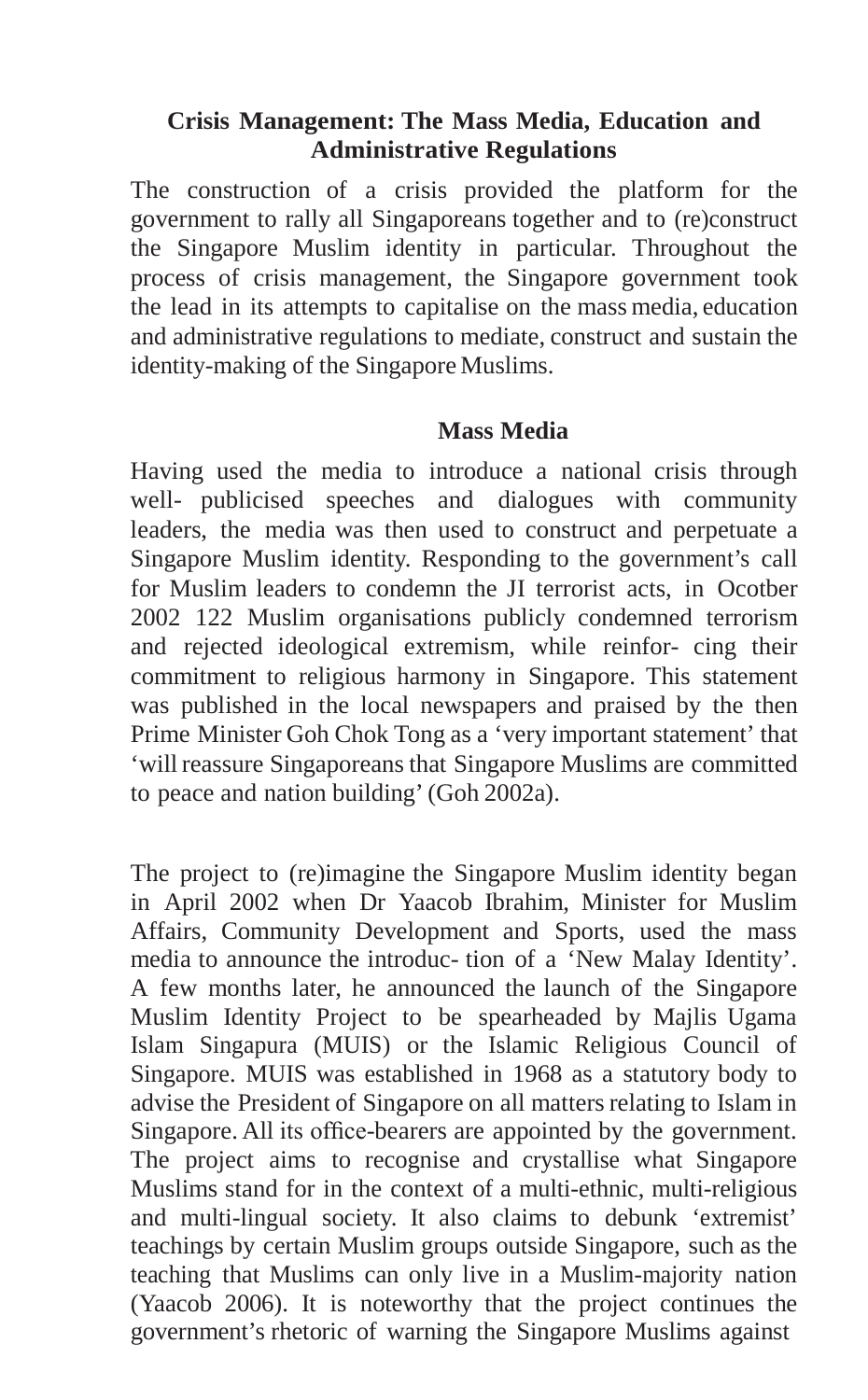## Crisis Management: The Mass Media, Education and Administrative Regulations

The construction of a crisis provided the platform for the government to rally all Singaporeans together and to (re)construct the Singapore Muslim identity in particular. Throughout the process of crisis management, the Singapore government took the lead in its attempts to capitalise on the mass media, education and administrative regulations to mediate, construct and sustain the identity-making of the Singapore Muslims.

### Mass Media

Having used the media to introduce a national crisis through well- publicised speeches and dialogues with community leaders, the media was then used to construct and perpetuate a Singapore Muslim identity. Responding to the government's call for Muslim leaders to condemn the JI terrorist acts, in Ocotber 2002 122 Muslim organisations publicly condemned terrorism and rejected ideological extremism, while reinfor- cing their commitment to religious harmony in Singapore. This statement was published in the local newspapers and praised by the then Prime Minister Goh Chok Tong as a 'very important statement' that 'will reassure Singaporeans that Singapore Muslims are committed to peace and nation building' (Goh 2002a).

The project to (re)imagine the Singapore Muslim identity began in April 2002 when Dr Yaacob Ibrahim, Minister for Muslim Affairs, Community Development and Sports, used the mass media to announce the introduc- tion of a 'New Malay Identity'. A few months later, he announced the launch of the Singapore Muslim Identity Project to be spearheaded by Majlis Ugama Islam Singapura (MUIS) or the Islamic Religious Council of Singapore. MUIS was established in 1968 as a statutory body to advise the President of Singapore on all matters relating to Islam in Singapore. All its office-bearers are appointed by the government. The project aims to recognise and crystallise what Singapore Muslims stand for in the context of a multi-ethnic, multi-religious and multi-lingual society. It also claims to debunk 'extremist' teachings by certain Muslim groups outside Singapore, such as the teaching that Muslims can only live in a Muslim-majority nation (Yaacob 2006). It is noteworthy that the project continues the government's rhetoric of warning the Singapore Muslims against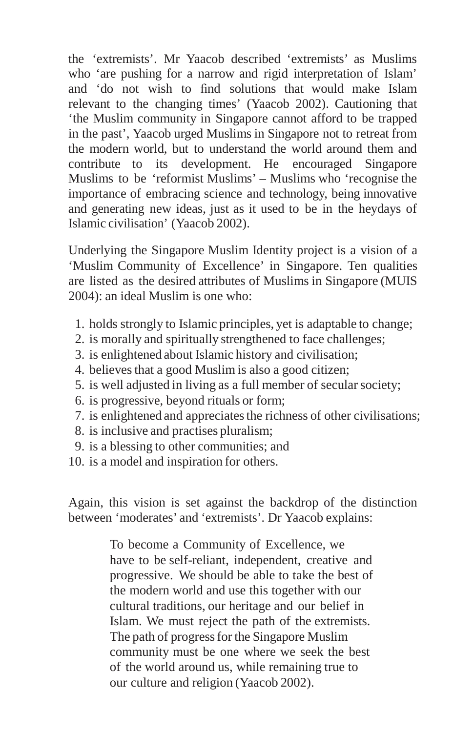the 'extremists'. Mr Yaacob described 'extremists' as Muslims who 'are pushing for a narrow and rigid interpretation of Islam' and 'do not wish to find solutions that would make Islam relevant to the changing times' (Yaacob 2002). Cautioning that 'the Muslim community in Singapore cannot afford to be trapped in the past', Yaacob urged Muslims in Singapore not to retreat from the modern world, but to understand the world around them and contribute to its development. He encouraged Singapore Muslims to be 'reformist Muslims' – Muslims who 'recognise the importance of embracing science and technology, being innovative and generating new ideas, just as it used to be in the heydays of Islamic civilisation' (Yaacob 2002).

Underlying the Singapore Muslim Identity project is a vision of a 'Muslim Community of Excellence' in Singapore. Ten qualities are listed as the desired attributes of Muslims in Singapore (MUIS 2004): an ideal Muslim is one who:

1. holds strongly to Islamic principles, yet is adaptable to change;
2. is morally and spiritually strengthened to face challenges;
3. is enlightened about Islamic history and civilisation;
4. believes that a good Muslim is also a good citizen;
5. is well adjusted in living as a full member of secular society;
6. is progressive, beyond rituals or form;
7. is enlightened and appreciates the richness of other civilisations;
8. is inclusive and practises pluralism;
9. is a blessing to other communities; and
10. is a model and inspiration for others.

Again, this vision is set against the backdrop of the distinction between 'moderates' and 'extremists'. Dr Yaacob explains:

> To become a Community of Excellence, we have to be self-reliant, independent, creative and progressive. We should be able to take the best of the modern world and use this together with our cultural traditions, our heritage and our belief in Islam. We must reject the path of the extremists. The path of progress for the Singapore Muslim community must be one where we seek the best of the world around us, while remaining true to our culture and religion (Yaacob 2002).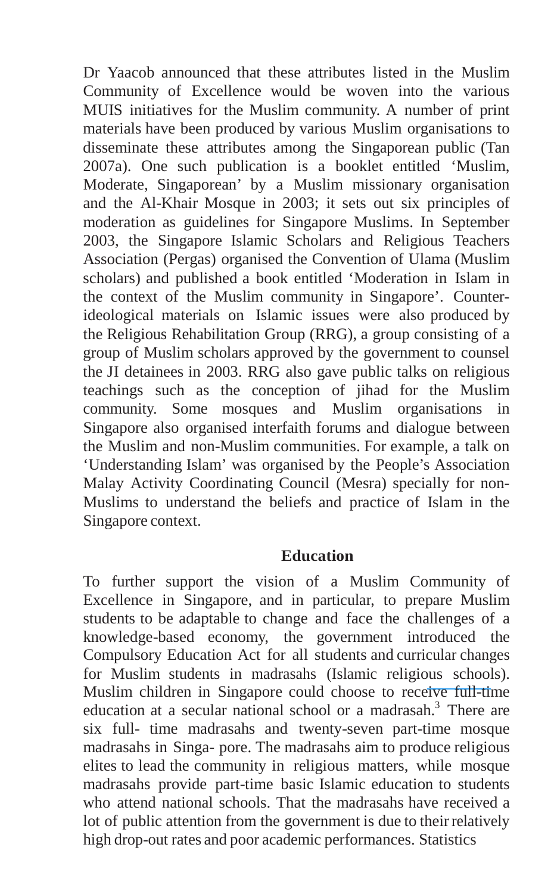Dr Yaacob announced that these attributes listed in the Muslim Community of Excellence would be woven into the various MUIS initiatives for the Muslim community. A number of print materials have been produced by various Muslim organisations to disseminate these attributes among the Singaporean public (Tan 2007a). One such publication is a booklet entitled 'Muslim, Moderate, Singaporean' by a Muslim missionary organisation and the Al-Khair Mosque in 2003; it sets out six principles of moderation as guidelines for Singapore Muslims. In September 2003, the Singapore Islamic Scholars and Religious Teachers Association (Pergas) organised the Convention of Ulama (Muslim scholars) and published a book entitled 'Moderation in Islam in the context of the Muslim community in Singapore'. Counter-ideological materials on Islamic issues were also produced by the Religious Rehabilitation Group (RRG), a group consisting of a group of Muslim scholars approved by the government to counsel the JI detainees in 2003. RRG also gave public talks on religious teachings such as the conception of jihad for the Muslim community. Some mosques and Muslim organisations in Singapore also organised interfaith forums and dialogue between the Muslim and non-Muslim communities. For example, a talk on 'Understanding Islam' was organised by the People's Association Malay Activity Coordinating Council (Mesra) specially for non-Muslims to understand the beliefs and practice of Islam in the Singapore context.

## Education

To further support the vision of a Muslim Community of Excellence in Singapore, and in particular, to prepare Muslim students to be adaptable to change and face the challenges of a knowledge-based economy, the government introduced the Compulsory Education Act for all students and curricular changes for Muslim students in madrasahs (Islamic religious schools). Muslim children in Singapore could choose to receive full-time education at a secular national school or a madrasah.[3] There are six full- time madrasahs and twenty-seven part-time mosque madrasahs in Singa- pore. The madrasahs aim to produce religious elites to lead the community in religious matters, while mosque madrasahs provide part-time basic Islamic education to students who attend national schools. That the madrasahs have received a lot of public attention from the government is due to their relatively high drop-out rates and poor academic performances. Statistics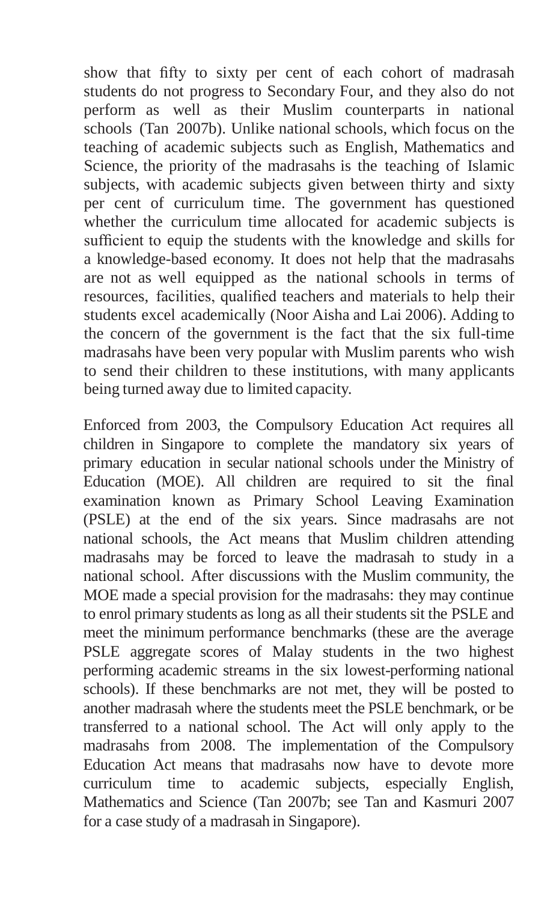show that fifty to sixty per cent of each cohort of madrasah students do not progress to Secondary Four, and they also do not perform as well as their Muslim counterparts in national schools (Tan 2007b). Unlike national schools, which focus on the teaching of academic subjects such as English, Mathematics and Science, the priority of the madrasahs is the teaching of Islamic subjects, with academic subjects given between thirty and sixty per cent of curriculum time. The government has questioned whether the curriculum time allocated for academic subjects is sufficient to equip the students with the knowledge and skills for a knowledge-based economy. It does not help that the madrasahs are not as well equipped as the national schools in terms of resources, facilities, qualified teachers and materials to help their students excel academically (Noor Aisha and Lai 2006). Adding to the concern of the government is the fact that the six full-time madrasahs have been very popular with Muslim parents who wish to send their children to these institutions, with many applicants being turned away due to limited capacity.

Enforced from 2003, the Compulsory Education Act requires all children in Singapore to complete the mandatory six years of primary education in secular national schools under the Ministry of Education (MOE). All children are required to sit the final examination known as Primary School Leaving Examination (PSLE) at the end of the six years. Since madrasahs are not national schools, the Act means that Muslim children attending madrasahs may be forced to leave the madrasah to study in a national school. After discussions with the Muslim community, the MOE made a special provision for the madrasahs: they may continue to enrol primary students as long as all their students sit the PSLE and meet the minimum performance benchmarks (these are the average PSLE aggregate scores of Malay students in the two highest performing academic streams in the six lowest-performing national schools). If these benchmarks are not met, they will be posted to another madrasah where the students meet the PSLE benchmark, or be transferred to a national school. The Act will only apply to the madrasahs from 2008. The implementation of the Compulsory Education Act means that madrasahs now have to devote more curriculum time to academic subjects, especially English, Mathematics and Science (Tan 2007b; see Tan and Kasmuri 2007 for a case study of a madrasah in Singapore).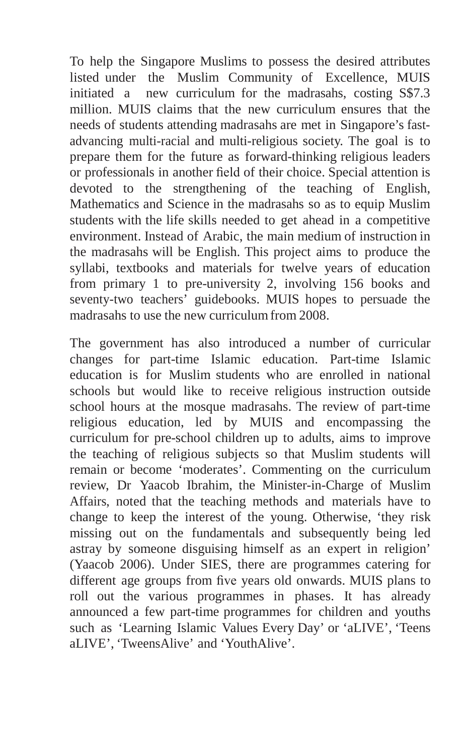To help the Singapore Muslims to possess the desired attributes listed under the Muslim Community of Excellence, MUIS initiated a new curriculum for the madrasahs, costing S$7.3 million. MUIS claims that the new curriculum ensures that the needs of students attending madrasahs are met in Singapore's fast-advancing multi-racial and multi-religious society. The goal is to prepare them for the future as forward-thinking religious leaders or professionals in another field of their choice. Special attention is devoted to the strengthening of the teaching of English, Mathematics and Science in the madrasahs so as to equip Muslim students with the life skills needed to get ahead in a competitive environment. Instead of Arabic, the main medium of instruction in the madrasahs will be English. This project aims to produce the syllabi, textbooks and materials for twelve years of education from primary 1 to pre-university 2, involving 156 books and seventy-two teachers' guidebooks. MUIS hopes to persuade the madrasahs to use the new curriculum from 2008.

The government has also introduced a number of curricular changes for part-time Islamic education. Part-time Islamic education is for Muslim students who are enrolled in national schools but would like to receive religious instruction outside school hours at the mosque madrasahs. The review of part-time religious education, led by MUIS and encompassing the curriculum for pre-school children up to adults, aims to improve the teaching of religious subjects so that Muslim students will remain or become 'moderates'. Commenting on the curriculum review, Dr Yaacob Ibrahim, the Minister-in-Charge of Muslim Affairs, noted that the teaching methods and materials have to change to keep the interest of the young. Otherwise, 'they risk missing out on the fundamentals and subsequently being led astray by someone disguising himself as an expert in religion' (Yaacob 2006). Under SIES, there are programmes catering for different age groups from five years old onwards. MUIS plans to roll out the various programmes in phases. It has already announced a few part-time programmes for children and youths such as 'Learning Islamic Values Every Day' or 'aLIVE', 'Teens aLIVE', 'TweensAlive' and 'YouthAlive'.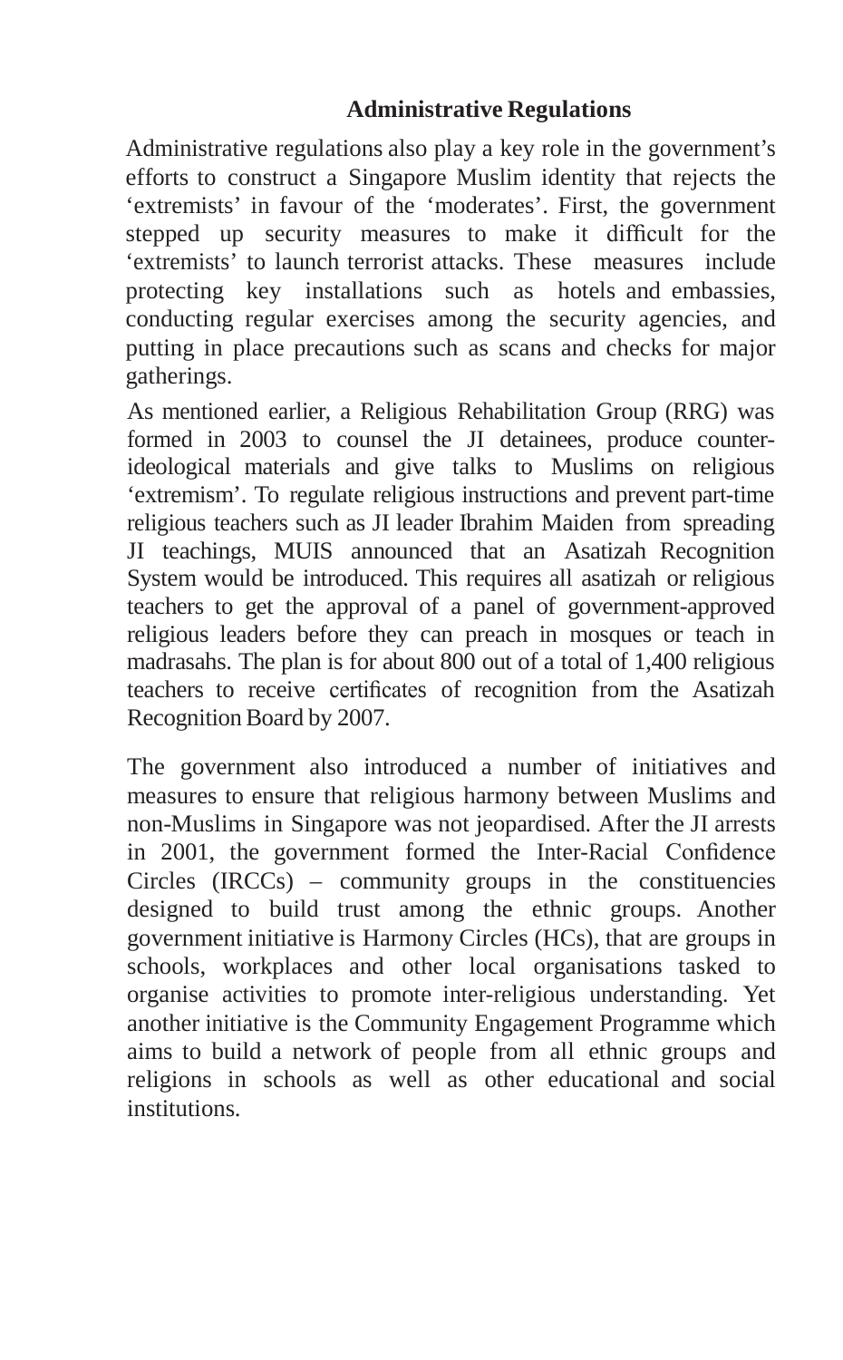## Administrative Regulations

Administrative regulations also play a key role in the government's efforts to construct a Singapore Muslim identity that rejects the 'extremists' in favour of the 'moderates'. First, the government stepped up security measures to make it difficult for the 'extremists' to launch terrorist attacks. These measures include protecting key installations such as hotels and embassies, conducting regular exercises among the security agencies, and putting in place precautions such as scans and checks for major gatherings.

As mentioned earlier, a Religious Rehabilitation Group (RRG) was formed in 2003 to counsel the JI detainees, produce counter-ideological materials and give talks to Muslims on religious 'extremism'. To regulate religious instructions and prevent part-time religious teachers such as JI leader Ibrahim Maiden from spreading JI teachings, MUIS announced that an Asatizah Recognition System would be introduced. This requires all asatizah or religious teachers to get the approval of a panel of government-approved religious leaders before they can preach in mosques or teach in madrasahs. The plan is for about 800 out of a total of 1,400 religious teachers to receive certificates of recognition from the Asatizah Recognition Board by 2007.

The government also introduced a number of initiatives and measures to ensure that religious harmony between Muslims and non-Muslims in Singapore was not jeopardised. After the JI arrests in 2001, the government formed the Inter-Racial Confidence Circles (IRCCs) – community groups in the constituencies designed to build trust among the ethnic groups. Another government initiative is Harmony Circles (HCs), that are groups in schools, workplaces and other local organisations tasked to organise activities to promote inter-religious understanding. Yet another initiative is the Community Engagement Programme which aims to build a network of people from all ethnic groups and religions in schools as well as other educational and social institutions.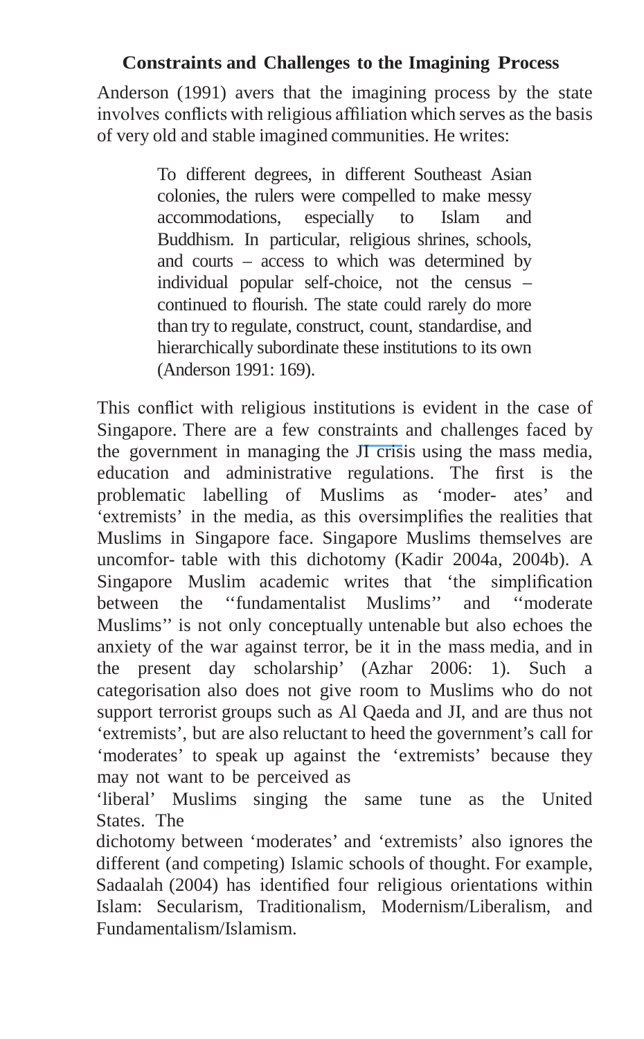### Constraints and Challenges to the Imagining Process

Anderson (1991) avers that the imagining process by the state involves conflicts with religious affiliation which serves as the basis of very old and stable imagined communities. He writes:

> To different degrees, in different Southeast Asian colonies, the rulers were compelled to make messy accommodations, especially to Islam and Buddhism. In particular, religious shrines, schools, and courts – access to which was determined by individual popular self-choice, not the census – continued to flourish. The state could rarely do more than try to regulate, construct, count, standardise, and hierarchically subordinate these institutions to its own (Anderson 1991: 169).

This conflict with religious institutions is evident in the case of Singapore. There are a few constraints and challenges faced by the government in managing the JI crisis using the mass media, education and administrative regulations. The first is the problematic labelling of Muslims as 'moder- ates' and 'extremists' in the media, as this oversimplifies the realities that Muslims in Singapore face. Singapore Muslims themselves are uncomfor- table with this dichotomy (Kadir 2004a, 2004b). A Singapore Muslim academic writes that 'the simplification between the ''fundamentalist Muslims'' and ''moderate Muslims'' is not only conceptually untenable but also echoes the anxiety of the war against terror, be it in the mass media, and in the present day scholarship' (Azhar 2006: 1). Such a categorisation also does not give room to Muslims who do not support terrorist groups such as Al Qaeda and JI, and are thus not 'extremists', but are also reluctant to heed the government's call for 'moderates' to speak up against the 'extremists' because they may not want to be perceived as 'liberal' Muslims singing the same tune as the United States. The dichotomy between 'moderates' and 'extremists' also ignores the different (and competing) Islamic schools of thought. For example, Sadaalah (2004) has identified four religious orientations within Islam: Secularism, Traditionalism, Modernism/Liberalism, and Fundamentalism/Islamism.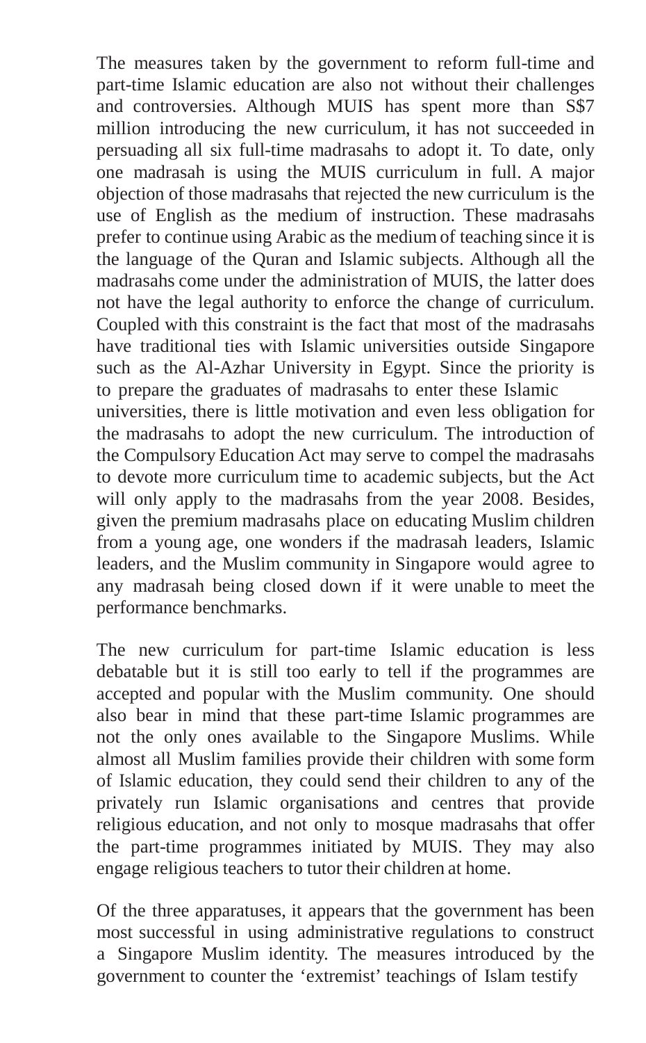The measures taken by the government to reform full-time and part-time Islamic education are also not without their challenges and controversies. Although MUIS has spent more than S$7 million introducing the new curriculum, it has not succeeded in persuading all six full-time madrasahs to adopt it. To date, only one madrasah is using the MUIS curriculum in full. A major objection of those madrasahs that rejected the new curriculum is the use of English as the medium of instruction. These madrasahs prefer to continue using Arabic as the medium of teaching since it is the language of the Quran and Islamic subjects. Although all the madrasahs come under the administration of MUIS, the latter does not have the legal authority to enforce the change of curriculum. Coupled with this constraint is the fact that most of the madrasahs have traditional ties with Islamic universities outside Singapore such as the Al-Azhar University in Egypt. Since the priority is to prepare the graduates of madrasahs to enter these Islamic universities, there is little motivation and even less obligation for the madrasahs to adopt the new curriculum. The introduction of the Compulsory Education Act may serve to compel the madrasahs to devote more curriculum time to academic subjects, but the Act will only apply to the madrasahs from the year 2008. Besides, given the premium madrasahs place on educating Muslim children from a young age, one wonders if the madrasah leaders, Islamic leaders, and the Muslim community in Singapore would agree to any madrasah being closed down if it were unable to meet the performance benchmarks.

The new curriculum for part-time Islamic education is less debatable but it is still too early to tell if the programmes are accepted and popular with the Muslim community. One should also bear in mind that these part-time Islamic programmes are not the only ones available to the Singapore Muslims. While almost all Muslim families provide their children with some form of Islamic education, they could send their children to any of the privately run Islamic organisations and centres that provide religious education, and not only to mosque madrasahs that offer the part-time programmes initiated by MUIS. They may also engage religious teachers to tutor their children at home.

Of the three apparatuses, it appears that the government has been most successful in using administrative regulations to construct a Singapore Muslim identity. The measures introduced by the government to counter the 'extremist' teachings of Islam testify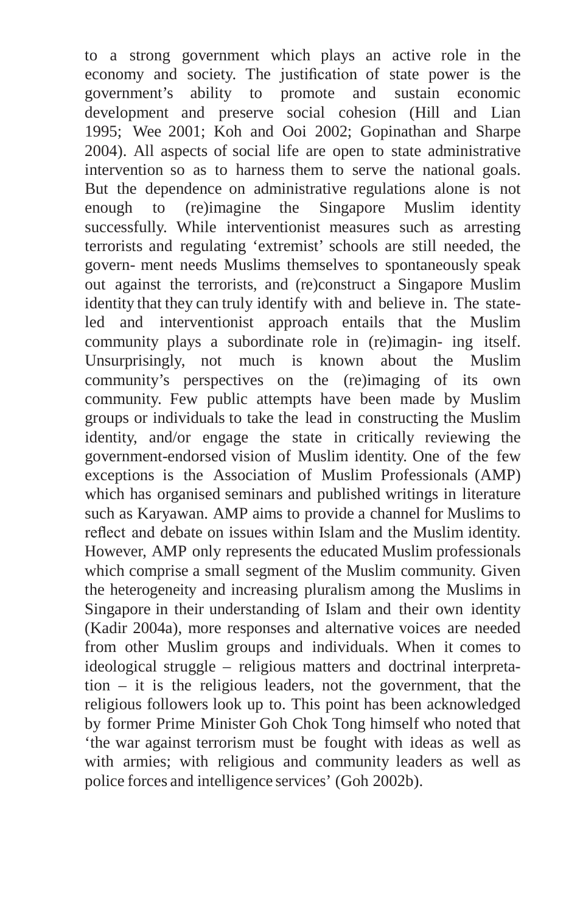to a strong government which plays an active role in the economy and society. The justification of state power is the government's ability to promote and sustain economic development and preserve social cohesion (Hill and Lian 1995; Wee 2001; Koh and Ooi 2002; Gopinathan and Sharpe 2004). All aspects of social life are open to state administrative intervention so as to harness them to serve the national goals. But the dependence on administrative regulations alone is not enough to (re)imagine the Singapore Muslim identity successfully. While interventionist measures such as arresting terrorists and regulating 'extremist' schools are still needed, the government needs Muslims themselves to spontaneously speak out against the terrorists, and (re)construct a Singapore Muslim identity that they can truly identify with and believe in. The state-led and interventionist approach entails that the Muslim community plays a subordinate role in (re)imagining itself. Unsurprisingly, not much is known about the Muslim community's perspectives on the (re)imaging of its own community. Few public attempts have been made by Muslim groups or individuals to take the lead in constructing the Muslim identity, and/or engage the state in critically reviewing the government-endorsed vision of Muslim identity. One of the few exceptions is the Association of Muslim Professionals (AMP) which has organised seminars and published writings in literature such as Karyawan. AMP aims to provide a channel for Muslims to reflect and debate on issues within Islam and the Muslim identity. However, AMP only represents the educated Muslim professionals which comprise a small segment of the Muslim community. Given the heterogeneity and increasing pluralism among the Muslims in Singapore in their understanding of Islam and their own identity (Kadir 2004a), more responses and alternative voices are needed from other Muslim groups and individuals. When it comes to ideological struggle – religious matters and doctrinal interpretation – it is the religious leaders, not the government, that the religious followers look up to. This point has been acknowledged by former Prime Minister Goh Chok Tong himself who noted that 'the war against terrorism must be fought with ideas as well as with armies; with religious and community leaders as well as police forces and intelligence services' (Goh 2002b).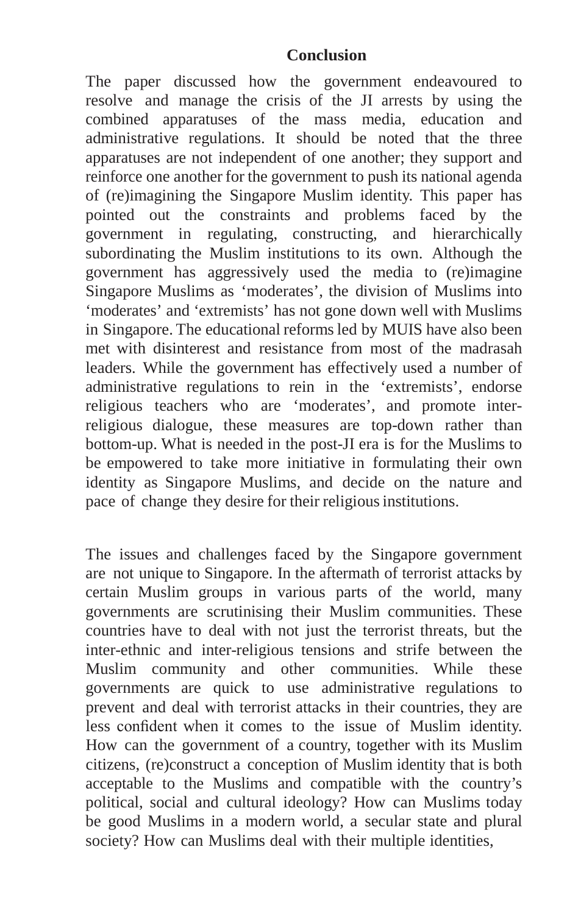## Conclusion

The paper discussed how the government endeavoured to resolve and manage the crisis of the JI arrests by using the combined apparatuses of the mass media, education and administrative regulations. It should be noted that the three apparatuses are not independent of one another; they support and reinforce one another for the government to push its national agenda of (re)imagining the Singapore Muslim identity. This paper has pointed out the constraints and problems faced by the government in regulating, constructing, and hierarchically subordinating the Muslim institutions to its own. Although the government has aggressively used the media to (re)imagine Singapore Muslims as 'moderates', the division of Muslims into 'moderates' and 'extremists' has not gone down well with Muslims in Singapore. The educational reforms led by MUIS have also been met with disinterest and resistance from most of the madrasah leaders. While the government has effectively used a number of administrative regulations to rein in the 'extremists', endorse religious teachers who are 'moderates', and promote inter-religious dialogue, these measures are top-down rather than bottom-up. What is needed in the post-JI era is for the Muslims to be empowered to take more initiative in formulating their own identity as Singapore Muslims, and decide on the nature and pace of change they desire for their religious institutions.

The issues and challenges faced by the Singapore government are not unique to Singapore. In the aftermath of terrorist attacks by certain Muslim groups in various parts of the world, many governments are scrutinising their Muslim communities. These countries have to deal with not just the terrorist threats, but the inter-ethnic and inter-religious tensions and strife between the Muslim community and other communities. While these governments are quick to use administrative regulations to prevent and deal with terrorist attacks in their countries, they are less confident when it comes to the issue of Muslim identity. How can the government of a country, together with its Muslim citizens, (re)construct a conception of Muslim identity that is both acceptable to the Muslims and compatible with the country's political, social and cultural ideology? How can Muslims today be good Muslims in a modern world, a secular state and plural society? How can Muslims deal with their multiple identities,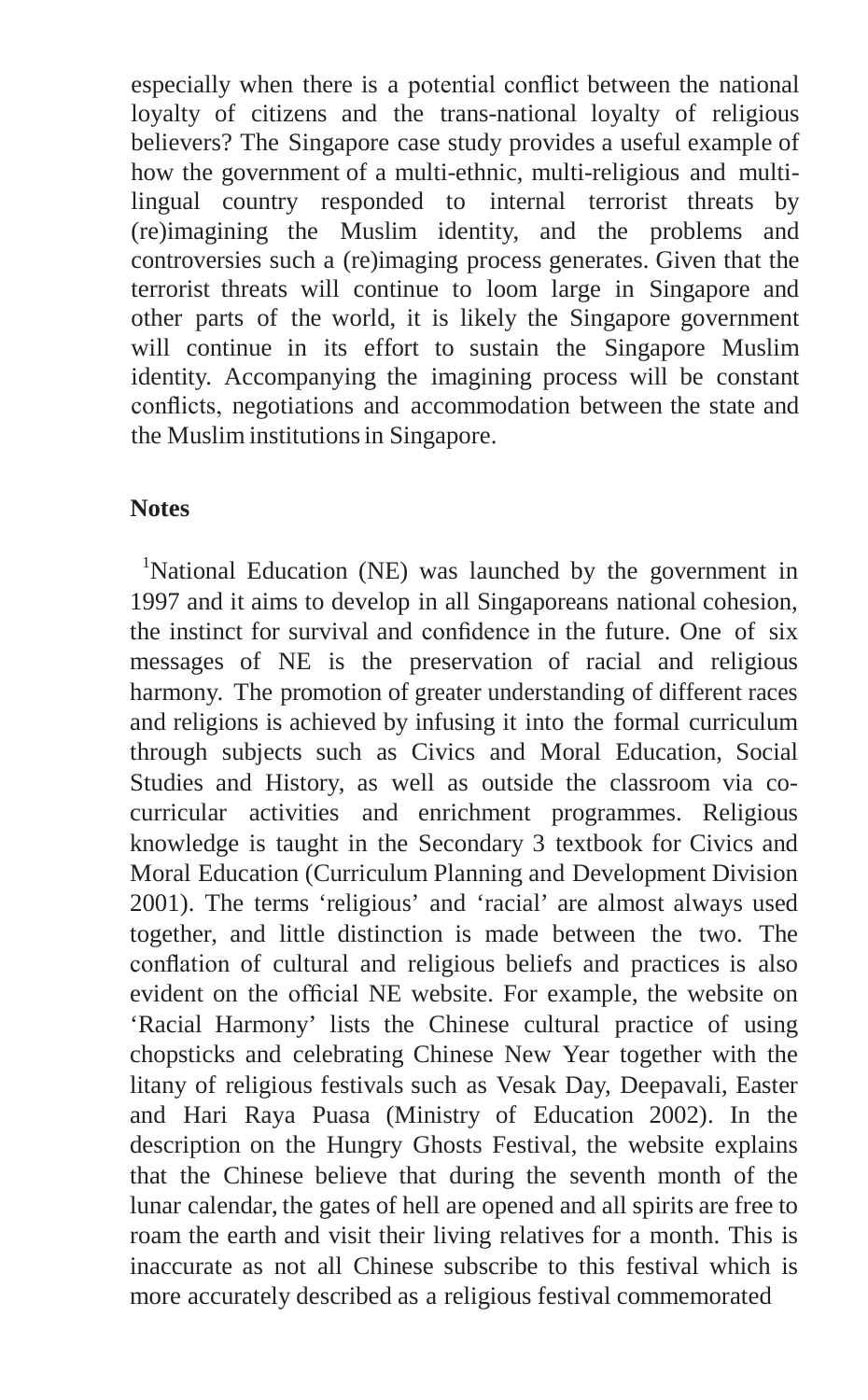especially when there is a potential conflict between the national loyalty of citizens and the trans-national loyalty of religious believers? The Singapore case study provides a useful example of how the government of a multi-ethnic, multi-religious and multi-lingual country responded to internal terrorist threats by (re)imagining the Muslim identity, and the problems and controversies such a (re)imaging process generates. Given that the terrorist threats will continue to loom large in Singapore and other parts of the world, it is likely the Singapore government will continue in its effort to sustain the Singapore Muslim identity. Accompanying the imagining process will be constant conflicts, negotiations and accommodation between the state and the Muslim institutions in Singapore.

## Notes

[1]National Education (NE) was launched by the government in 1997 and it aims to develop in all Singaporeans national cohesion, the instinct for survival and confidence in the future. One of six messages of NE is the preservation of racial and religious harmony. The promotion of greater understanding of different races and religions is achieved by infusing it into the formal curriculum through subjects such as Civics and Moral Education, Social Studies and History, as well as outside the classroom via co-curricular activities and enrichment programmes. Religious knowledge is taught in the Secondary 3 textbook for Civics and Moral Education (Curriculum Planning and Development Division 2001). The terms 'religious' and 'racial' are almost always used together, and little distinction is made between the two. The conflation of cultural and religious beliefs and practices is also evident on the official NE website. For example, the website on 'Racial Harmony' lists the Chinese cultural practice of using chopsticks and celebrating Chinese New Year together with the litany of religious festivals such as Vesak Day, Deepavali, Easter and Hari Raya Puasa (Ministry of Education 2002). In the description on the Hungry Ghosts Festival, the website explains that the Chinese believe that during the seventh month of the lunar calendar, the gates of hell are opened and all spirits are free to roam the earth and visit their living relatives for a month. This is inaccurate as not all Chinese subscribe to this festival which is more accurately described as a religious festival commemorated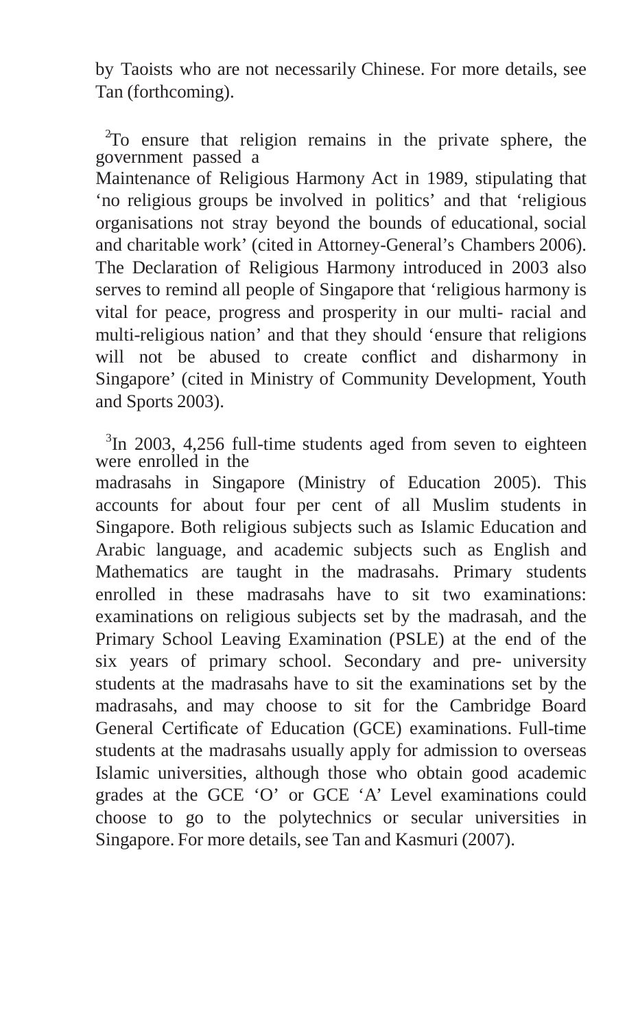by Taoists who are not necessarily Chinese. For more details, see Tan (forthcoming).

[2]To ensure that religion remains in the private sphere, the government passed a Maintenance of Religious Harmony Act in 1989, stipulating that 'no religious groups be involved in politics' and that 'religious organisations not stray beyond the bounds of educational, social and charitable work' (cited in Attorney-General's Chambers 2006). The Declaration of Religious Harmony introduced in 2003 also serves to remind all people of Singapore that 'religious harmony is vital for peace, progress and prosperity in our multi- racial and multi-religious nation' and that they should 'ensure that religions will not be abused to create conflict and disharmony in Singapore' (cited in Ministry of Community Development, Youth and Sports 2003).

[3]In 2003, 4,256 full-time students aged from seven to eighteen were enrolled in the madrasahs in Singapore (Ministry of Education 2005). This accounts for about four per cent of all Muslim students in Singapore. Both religious subjects such as Islamic Education and Arabic language, and academic subjects such as English and Mathematics are taught in the madrasahs. Primary students enrolled in these madrasahs have to sit two examinations: examinations on religious subjects set by the madrasah, and the Primary School Leaving Examination (PSLE) at the end of the six years of primary school. Secondary and pre- university students at the madrasahs have to sit the examinations set by the madrasahs, and may choose to sit for the Cambridge Board General Certificate of Education (GCE) examinations. Full-time students at the madrasahs usually apply for admission to overseas Islamic universities, although those who obtain good academic grades at the GCE 'O' or GCE 'A' Level examinations could choose to go to the polytechnics or secular universities in Singapore. For more details, see Tan and Kasmuri (2007).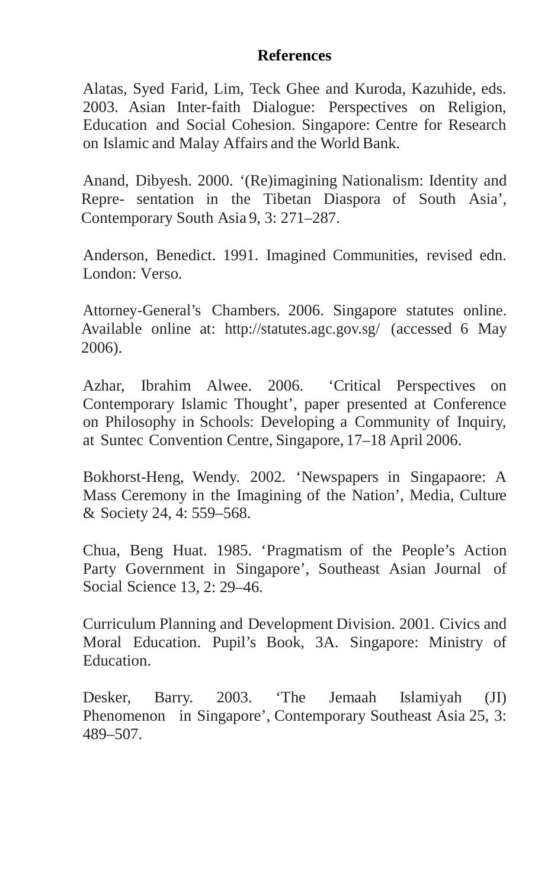## References

Alatas, Syed Farid, Lim, Teck Ghee and Kuroda, Kazuhide, eds. 2003. Asian Inter-faith Dialogue: Perspectives on Religion, Education and Social Cohesion. Singapore: Centre for Research on Islamic and Malay Affairs and the World Bank.

Anand, Dibyesh. 2000. '(Re)imagining Nationalism: Identity and Repre- sentation in the Tibetan Diaspora of South Asia', Contemporary South Asia 9, 3: 271–287.

Anderson, Benedict. 1991. Imagined Communities, revised edn. London: Verso.

Attorney-General's Chambers. 2006. Singapore statutes online. Available online at: http://statutes.agc.gov.sg/ (accessed 6 May 2006).

Azhar, Ibrahim Alwee. 2006. 'Critical Perspectives on Contemporary Islamic Thought', paper presented at Conference on Philosophy in Schools: Developing a Community of Inquiry, at Suntec Convention Centre, Singapore, 17–18 April 2006.

Bokhorst-Heng, Wendy. 2002. 'Newspapers in Singapaore: A Mass Ceremony in the Imagining of the Nation', Media, Culture & Society 24, 4: 559–568.

Chua, Beng Huat. 1985. 'Pragmatism of the People's Action Party Government in Singapore', Southeast Asian Journal of Social Science 13, 2: 29–46.

Curriculum Planning and Development Division. 2001. Civics and Moral Education. Pupil's Book, 3A. Singapore: Ministry of Education.

Desker, Barry. 2003. 'The Jemaah Islamiyah (JI) Phenomenon in Singapore', Contemporary Southeast Asia 25, 3: 489–507.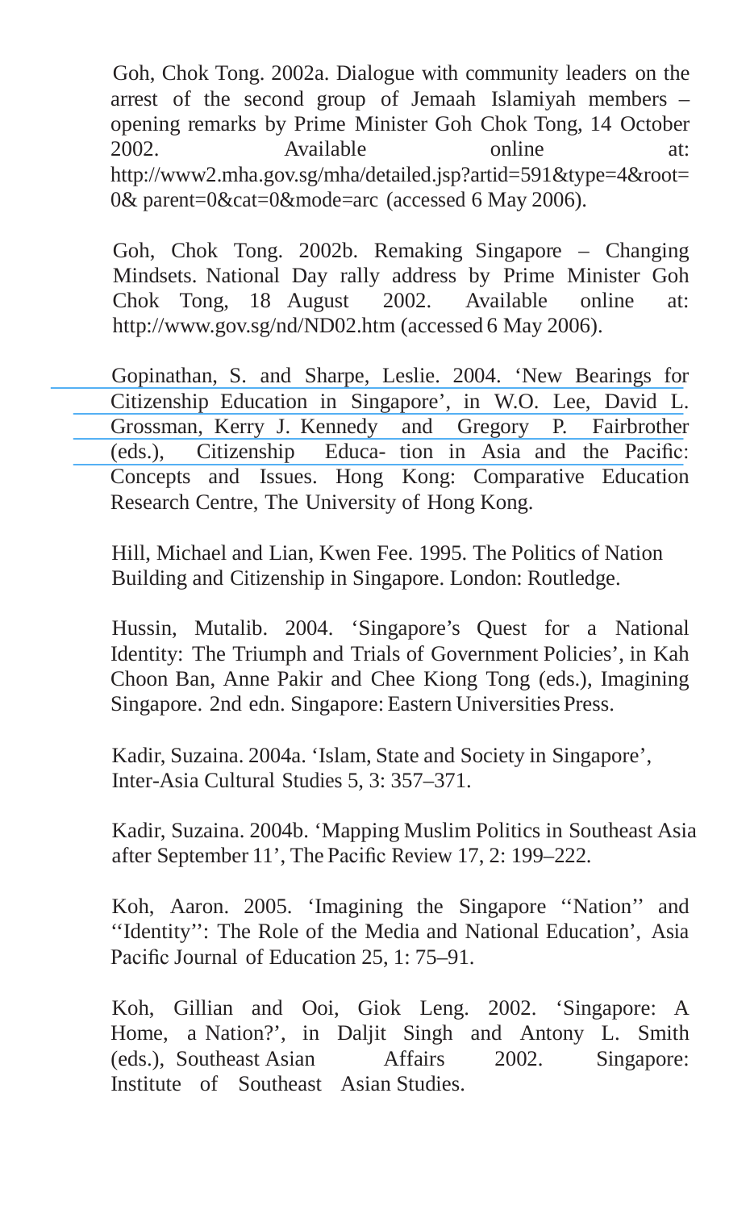Goh, Chok Tong. 2002a. Dialogue with community leaders on the arrest of the second group of Jemaah Islamiyah members – opening remarks by Prime Minister Goh Chok Tong, 14 October 2002. Available online at: http://www2.mha.gov.sg/mha/detailed.jsp?artid=591&type=4&root=0& parent=0&cat=0&mode=arc (accessed 6 May 2006).

Goh, Chok Tong. 2002b. Remaking Singapore – Changing Mindsets. National Day rally address by Prime Minister Goh Chok Tong, 18 August 2002. Available online at: http://www.gov.sg/nd/ND02.htm (accessed 6 May 2006).

Gopinathan, S. and Sharpe, Leslie. 2004. 'New Bearings for Citizenship Education in Singapore', in W.O. Lee, David L. Grossman, Kerry J. Kennedy and Gregory P. Fairbrother (eds.), Citizenship Educa- tion in Asia and the Pacific: Concepts and Issues. Hong Kong: Comparative Education Research Centre, The University of Hong Kong.

Hill, Michael and Lian, Kwen Fee. 1995. The Politics of Nation Building and Citizenship in Singapore. London: Routledge.

Hussin, Mutalib. 2004. 'Singapore's Quest for a National Identity: The Triumph and Trials of Government Policies', in Kah Choon Ban, Anne Pakir and Chee Kiong Tong (eds.), Imagining Singapore. 2nd edn. Singapore: Eastern Universities Press.

Kadir, Suzaina. 2004a. 'Islam, State and Society in Singapore', Inter-Asia Cultural Studies 5, 3: 357–371.

Kadir, Suzaina. 2004b. 'Mapping Muslim Politics in Southeast Asia after September 11', The Pacific Review 17, 2: 199–222.

Koh, Aaron. 2005. 'Imagining the Singapore ''Nation'' and ''Identity'': The Role of the Media and National Education', Asia Pacific Journal of Education 25, 1: 75–91.

Koh, Gillian and Ooi, Giok Leng. 2002. 'Singapore: A Home, a Nation?', in Daljit Singh and Antony L. Smith (eds.), Southeast Asian Affairs 2002. Singapore: Institute of Southeast Asian Studies.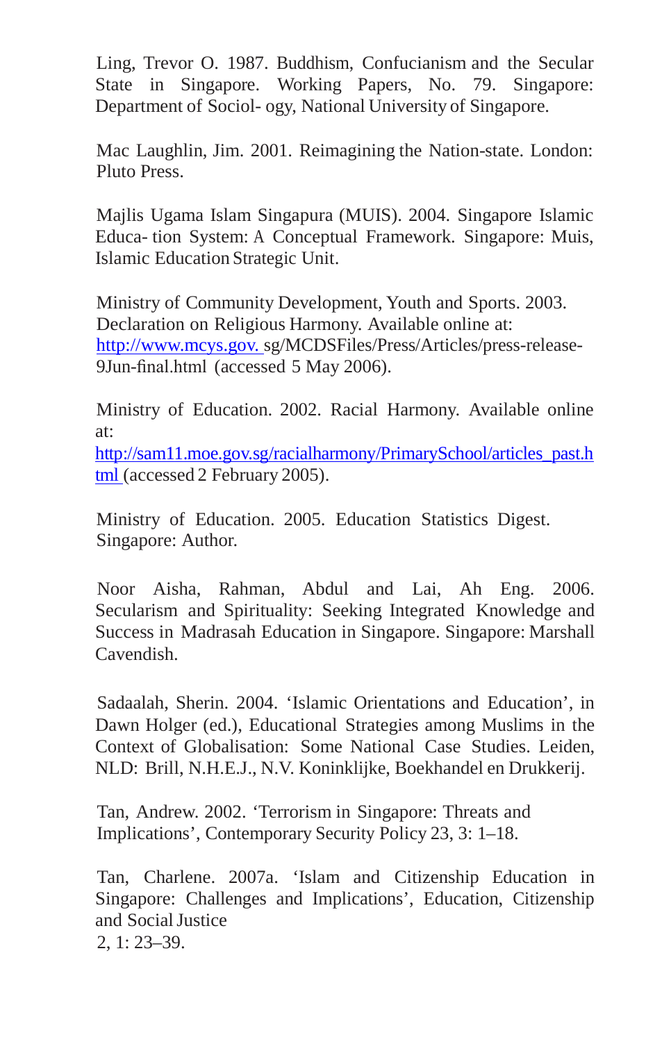Ling, Trevor O. 1987. Buddhism, Confucianism and the Secular State in Singapore. Working Papers, No. 79. Singapore: Department of Sociol- ogy, National University of Singapore.

Mac Laughlin, Jim. 2001. Reimagining the Nation-state. London: Pluto Press.

Majlis Ugama Islam Singapura (MUIS). 2004. Singapore Islamic Educa- tion System: A Conceptual Framework. Singapore: Muis, Islamic Education Strategic Unit.

Ministry of Community Development, Youth and Sports. 2003. Declaration on Religious Harmony. Available online at: http://www.mcys.gov. sg/MCDSFiles/Press/Articles/press-release-9Jun-final.html (accessed 5 May 2006).

Ministry of Education. 2002. Racial Harmony. Available online at: http://sam11.moe.gov.sg/racialharmony/PrimarySchool/articles_past.html (accessed 2 February 2005).

Ministry of Education. 2005. Education Statistics Digest. Singapore: Author.

Noor Aisha, Rahman, Abdul and Lai, Ah Eng. 2006. Secularism and Spirituality: Seeking Integrated Knowledge and Success in Madrasah Education in Singapore. Singapore: Marshall Cavendish.

Sadaalah, Sherin. 2004. 'Islamic Orientations and Education', in Dawn Holger (ed.), Educational Strategies among Muslims in the Context of Globalisation: Some National Case Studies. Leiden, NLD: Brill, N.H.E.J., N.V. Koninklijke, Boekhandel en Drukkerij.

Tan, Andrew. 2002. 'Terrorism in Singapore: Threats and Implications', Contemporary Security Policy 23, 3: 1–18.

Tan, Charlene. 2007a. 'Islam and Citizenship Education in Singapore: Challenges and Implications', Education, Citizenship and Social Justice 2, 1: 23–39.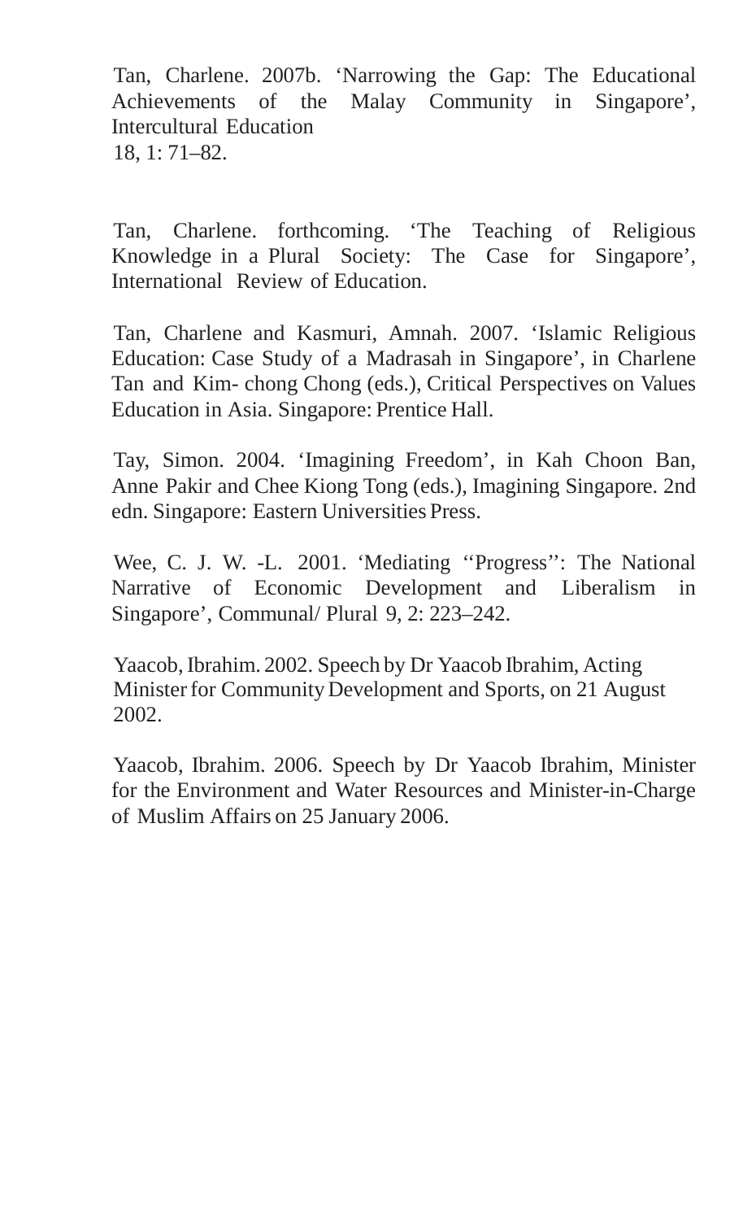Tan, Charlene. 2007b. 'Narrowing the Gap: The Educational Achievements of the Malay Community in Singapore', Intercultural Education 18, 1: 71–82.

Tan, Charlene. forthcoming. 'The Teaching of Religious Knowledge in a Plural Society: The Case for Singapore', International Review of Education.

Tan, Charlene and Kasmuri, Amnah. 2007. 'Islamic Religious Education: Case Study of a Madrasah in Singapore', in Charlene Tan and Kim- chong Chong (eds.), Critical Perspectives on Values Education in Asia. Singapore: Prentice Hall.

Tay, Simon. 2004. 'Imagining Freedom', in Kah Choon Ban, Anne Pakir and Chee Kiong Tong (eds.), Imagining Singapore. 2nd edn. Singapore: Eastern Universities Press.

Wee, C. J. W. -L. 2001. 'Mediating ''Progress'': The National Narrative of Economic Development and Liberalism in Singapore', Communal/ Plural 9, 2: 223–242.

Yaacob, Ibrahim. 2002. Speech by Dr Yaacob Ibrahim, Acting Minister for Community Development and Sports, on 21 August 2002.

Yaacob, Ibrahim. 2006. Speech by Dr Yaacob Ibrahim, Minister for the Environment and Water Resources and Minister-in-Charge of Muslim Affairs on 25 January 2006.